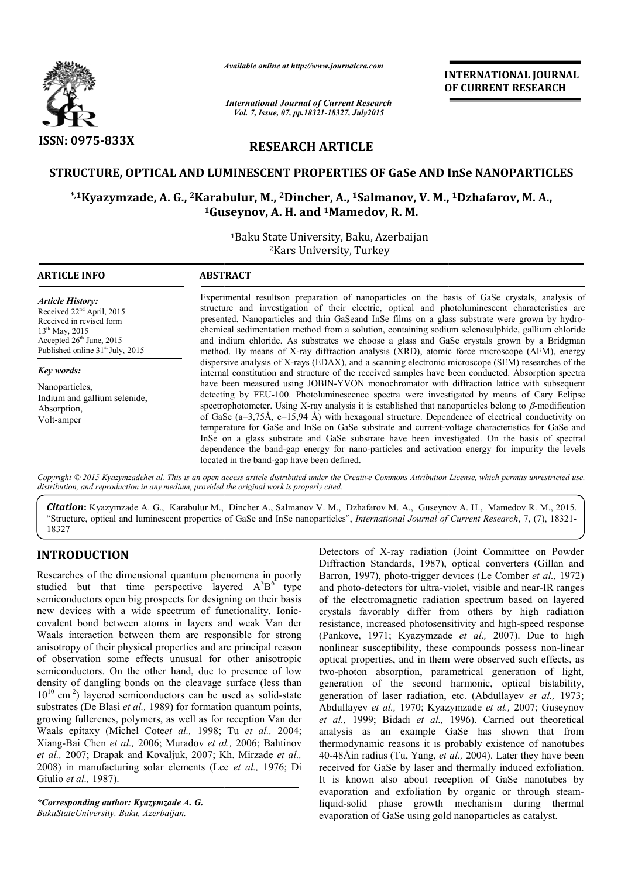ISSN: 0975-833X

*Available online at http://www.journalcra.com*

*International Journal of Current Research*
*Vol. 7, Issue, 07, pp.18321-18327, July2015*

**INTERNATIONAL JOURNAL OF CURRENT RESEARCH**

# RESEARCH ARTICLE

# STRUCTURE, OPTICAL AND LUMINESCENT PROPERTIES OF GaSe AND InSe NANOPARTICLES

**\*,[1]Kyazymzade, A. G., [2]Karabulur, M., [2]Dincher, A., [1]Salmanov, V. M., [1]Dzhafarov, M. A., [1]Guseynov, A. H. and [1]Mamedov, R. M.**

[1]Baku State University, Baku, Azerbaijan
[2]Kars University, Turkey

## ARTICLE INFO

*Article History:*
Received 22[nd] April, 2015
Received in revised form
13[th] May, 2015
Accepted 26[th] June, 2015
Published online 31[st] July, 2015

*Key words:*

Nanoparticles,
Indium and gallium selenide,
Absorption,
Volt-amper

## ABSTRACT

Experimental resultson preparation of nanoparticles on the basis of GaSe crystals, analysis of structure and investigation of their electric, optical and photoluminescent characteristics are presented. Nanoparticles and thin GaSeand InSe films on a glass substrate were grown by hydro-chemical sedimentation method from a solution, containing sodium selenosulphide, gallium chloride and indium chloride. As substrates we choose a glass and GaSe crystals grown by a Bridgman method. By means of X-ray diffraction analysis (XRD), atomic force microscope (AFM), energy dispersive analysis of X-rays (EDAX), and a scanning electronic microscope (SEM) researches of the internal constitution and structure of the received samples have been conducted. Absorption spectra have been measured using JOBIN-YVON monochromator with diffraction lattice with subsequent detecting by FEU-100. Photoluminescence spectra were investigated by means of Cary Eclipse spectrophotometer. Using X-ray analysis it is established that nanoparticles belong to $\beta$-modification of GaSe (a=3,75Å, c=15,94 Å) with hexagonal structure. Dependence of electrical conductivity on temperature for GaSe and InSe on GaSe substrate and current-voltage characteristics for GaSe and InSe on a glass substrate and GaSe substrate have been investigated. On the basis of spectral dependence the band-gap energy for nano-particles and activation energy for impurity the levels located in the band-gap have been defined.

*Copyright © 2015 Kyazymzadehet al. This is an open access article distributed under the Creative Commons Attribution License, which permits unrestricted use, distribution, and reproduction in any medium, provided the original work is properly cited.*

**Citation:** Kyazymzade A. G., Karabulur M., Dincher A., Salmanov V. M., Dzhafarov M. A., Guseynov A. H., Mamedov R. M., 2015. "Structure, optical and luminescent properties of GaSe and InSe nanoparticles", *International Journal of Current Research*, 7, (7), 18321-18327

## INTRODUCTION

Researches of the dimensional quantum phenomena in poorly studied but that time perspective layered $A^3B^6$ type semiconductors open big prospects for designing on their basis new devices with a wide spectrum of functionality. Ionic-covalent bond between atoms in layers and weak Van der Waals interaction between them are responsible for strong anisotropy of their physical properties and are principal reason of observation some effects unusual for other anisotropic semiconductors. On the other hand, due to presence of low density of dangling bonds on the cleavage surface (less than $10^{10}$ cm$^{-2}$) layered semiconductors can be used as solid-state substrates (De Blasi *et al.,* 1989) for formation quantum points, growing fullerenes, polymers, as well as for reception Van der Waals epitaxy (Michel Cote*et al.,* 1998; Tu *et al.,* 2004; Xiang-Bai Chen *et al.,* 2006; Muradov *et al.,* 2006; Bahtinov *et al.,* 2007; Drapak and Kovaljuk, 2007; Kh. Mirzade *et al.,* 2008) in manufacturing solar elements (Lee *et al.,* 1976; Di Giulio *et al.,* 1987).

*\*Corresponding author: Kyazymzade A. G.*
*BakuStateUniversity, Baku, Azerbaijan.*

Detectors of X-ray radiation (Joint Committee on Powder Diffraction Standards, 1987), optical converters (Gillan and Barron, 1997), photo-trigger devices (Le Comber *et al.,* 1972) and photo-detectors for ultra-violet, visible and near-IR ranges of the electromagnetic radiation spectrum based on layered crystals favorably differ from others by high radiation resistance, increased photosensitivity and high-speed response (Pankove, 1971; Kyazymzade *et al.,* 2007). Due to high nonlinear susceptibility, these compounds possess non-linear optical properties, and in them were observed such effects, as two-photon absorption, parametrical generation of light, generation of the second harmonic, optical bistability, generation of laser radiation, etc. (Abdullayev *et al.,* 1973; Abdullayev *et al.,* 1970; Kyazymzade *et al.,* 2007; Guseynov *et al.,* 1999; Bidadi *et al.,* 1996). Carried out theoretical analysis as an example GaSe has shown that from thermodynamic reasons it is probably existence of nanotubes 40-48Åin radius (Tu, Yang, *et al.,* 2004). Later they have been received for GaSe by laser and thermally induced exfoliation. It is known also about reception of GaSe nanotubes by evaporation and exfoliation by organic or through steam-liquid-solid phase growth mechanism during thermal evaporation of GaSe using gold nanoparticles as catalyst.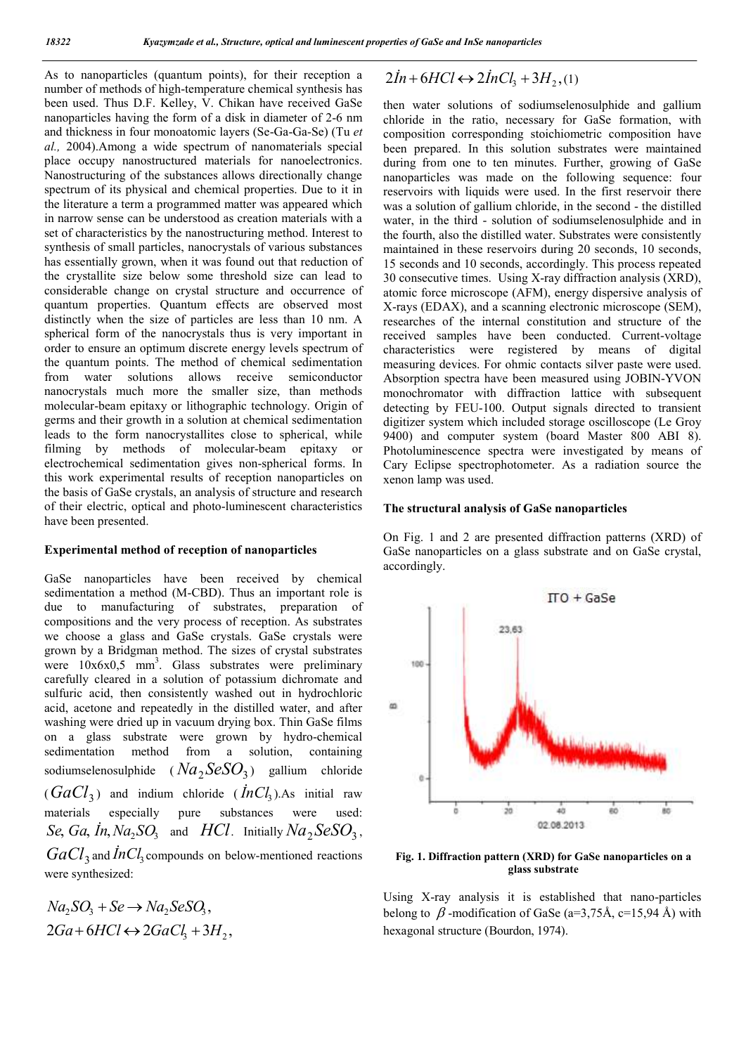As to nanoparticles (quantum points), for their reception a number of methods of high-temperature chemical synthesis has been used. Thus D.F. Kelley, V. Chikan have received GaSe nanoparticles having the form of a disk in diameter of 2-6 nm and thickness in four monoatomic layers (Se-Ga-Ga-Se) (Tu *et al.,* 2004).Among a wide spectrum of nanomaterials special place occupy nanostructured materials for nanoelectronics. Nanostructuring of the substances allows directionally change spectrum of its physical and chemical properties. Due to it in the literature a term a programmed matter was appeared which in narrow sense can be understood as creation materials with a set of characteristics by the nanostructuring method. Interest to synthesis of small particles, nanocrystals of various substances has essentially grown, when it was found out that reduction of the crystallite size below some threshold size can lead to considerable change on crystal structure and occurrence of quantum properties. Quantum effects are observed most distinctly when the size of particles are less than 10 nm. A spherical form of the nanocrystals thus is very important in order to ensure an optimum discrete energy levels spectrum of the quantum points. The method of chemical sedimentation from water solutions allows receive semiconductor nanocrystals much more the smaller size, than methods molecular-beam epitaxy or lithographic technology. Origin of germs and their growth in a solution at chemical sedimentation leads to the form nanocrystallites close to spherical, while filming by methods of molecular-beam epitaxy or electrochemical sedimentation gives non-spherical forms. In this work experimental results of reception nanoparticles on the basis of GaSe crystals, an analysis of structure and research of their electric, optical and photo-luminescent characteristics have been presented.

**Experimental method of reception of nanoparticles**

GaSe nanoparticles have been received by chemical sedimentation a method (M-CBD). Thus an important role is due to manufacturing of substrates, preparation of compositions and the very process of reception. As substrates we choose a glass and GaSe crystals. GaSe crystals were grown by a Bridgman method. The sizes of crystal substrates were 10x6x0,5 $mm^3$. Glass substrates were preliminary carefully cleared in a solution of potassium dichromate and sulfuric acid, then consistently washed out in hydrochloric acid, acetone and repeatedly in the distilled water, and after washing were dried up in vacuum drying box. Thin GaSe films on a glass substrate were grown by hydro-chemical sedimentation method from a solution, containing sodiumselenosulphide ($Na_2SeSO_3$) gallium chloride ($GaCl_3$) and indium chloride ($\dot{I}nCl_3$).As initial raw materials especially pure substances were used: $Se, Ga, \dot{I}n, Na_2SO_3$ and $HCl$. Initially $Na_2SeSO_3$, $GaCl_3$ and $\dot{I}nCl_3$ compounds on below-mentioned reactions were synthesized:

$$Na_2SO_3 + Se \rightarrow Na_2SeSO_3,$$

$$2Ga + 6HCl \leftrightarrow 2GaCl_3 + 3H_2,$$

$$2\dot{I}n + 6HCl \leftrightarrow 2\dot{I}nCl_3 + 3H_2, (1)$$

then water solutions of sodiumselenosulphide and gallium chloride in the ratio, necessary for GaSe formation, with composition corresponding stoichiometric composition have been prepared. In this solution substrates were maintained during from one to ten minutes. Further, growing of GaSe nanoparticles was made on the following sequence: four reservoirs with liquids were used. In the first reservoir there was a solution of gallium chloride, in the second - the distilled water, in the third - solution of sodiumselenosulphide and in the fourth, also the distilled water. Substrates were consistently maintained in these reservoirs during 20 seconds, 10 seconds, 15 seconds and 10 seconds, accordingly. This process repeated 30 consecutive times. Using X-ray diffraction analysis (XRD), atomic force microscope (AFM), energy dispersive analysis of X-rays (EDAX), and a scanning electronic microscope (SEM), researches of the internal constitution and structure of the received samples have been conducted. Current-voltage characteristics were registered by means of digital measuring devices. For ohmic contacts silver paste were used. Absorption spectra have been measured using JOBIN-YVON monochromator with diffraction lattice with subsequent detecting by FEU-100. Output signals directed to transient digitizer system which included storage oscilloscope (Le Groy 9400) and computer system (board Master 800 ABI 8). Photoluminescence spectra were investigated by means of Cary Eclipse spectrophotometer. As a radiation source the xenon lamp was used.

**The structural analysis of GaSe nanoparticles**

On Fig. 1 and 2 are presented diffraction patterns (XRD) of GaSe nanoparticles on a glass substrate and on GaSe crystal, accordingly.

**Fig. 1. Diffraction pattern (XRD) for GaSe nanoparticles on a glass substrate**

Using X-ray analysis it is established that nano-particles belong to $\beta$-modification of GaSe (a=3,75Å, c=15,94 Å) with hexagonal structure (Bourdon, 1974).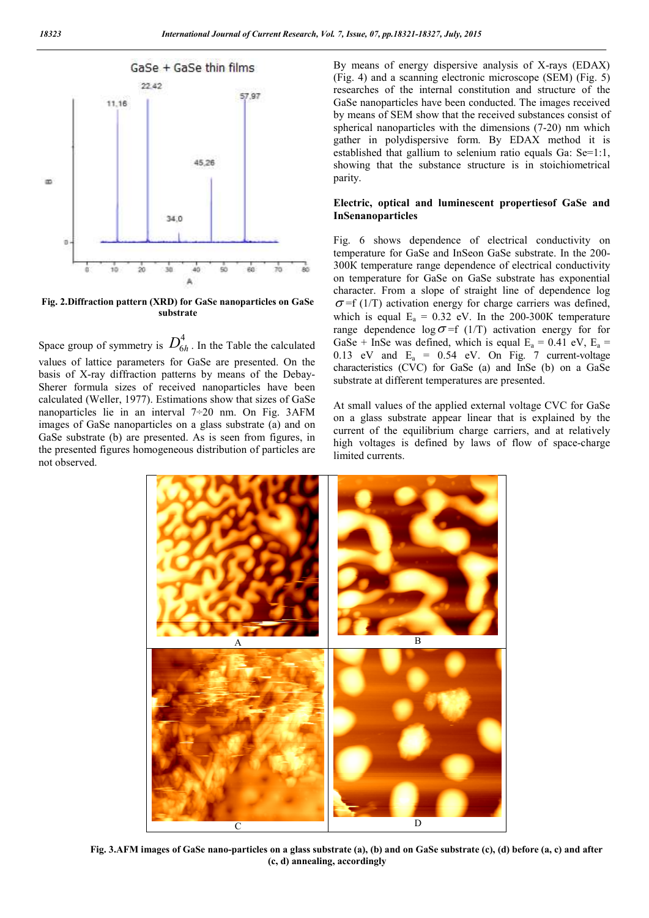Fig. 2.Diffraction pattern (XRD) for GaSe nanoparticles on GaSe substrate

Space group of symmetry is $D_{6h}^{4}$. In the Table the calculated values of lattice parameters for GaSe are presented. On the basis of X-ray diffraction patterns by means of the Debay-Sherer formula sizes of received nanoparticles have been calculated (Weller, 1977). Estimations show that sizes of GaSe nanoparticles lie in an interval 7÷20 nm. On Fig. 3AFM images of GaSe nanoparticles on a glass substrate (a) and on GaSe substrate (b) are presented. As is seen from figures, in the presented figures homogeneous distribution of particles are not observed.

By means of energy dispersive analysis of X-rays (EDAX) (Fig. 4) and a scanning electronic microscope (SEM) (Fig. 5) researches of the internal constitution and structure of the GaSe nanoparticles have been conducted. The images received by means of SEM show that the received substances consist of spherical nanoparticles with the dimensions (7-20) nm which gather in polydispersive form. By EDAX method it is established that gallium to selenium ratio equals Ga: Se=1:1, showing that the substance structure is in stoichiometrical parity.

**Electric, optical and luminescent propertiesof GaSe and InSenanoparticles**

Fig. 6 shows dependence of electrical conductivity on temperature for GaSe and InSeon GaSe substrate. In the 200-300K temperature range dependence of electrical conductivity on temperature for GaSe on GaSe substrate has exponential character. From a slope of straight line of dependence log $\sigma$=f (1/T) activation energy for charge carriers was defined, which is equal $E_a$ = 0.32 eV. In the 200-300K temperature range dependence log$\sigma$=f (1/T) activation energy for for GaSe + InSe was defined, which is equal $E_a$ = 0.41 eV, $E_a$ = 0.13 eV and $E_a$ = 0.54 eV. On Fig. 7 current-voltage characteristics (CVC) for GaSe (a) and InSe (b) on a GaSe substrate at different temperatures are presented.

At small values of the applied external voltage CVC for GaSe on a glass substrate appear linear that is explained by the current of the equilibrium charge carriers, and at relatively high voltages is defined by laws of flow of space-charge limited currents.

Fig. 3.AFM images of GaSe nano-particles on a glass substrate (a), (b) and on GaSe substrate (c), (d) before (a, c) and after (c, d) annealing, accordingly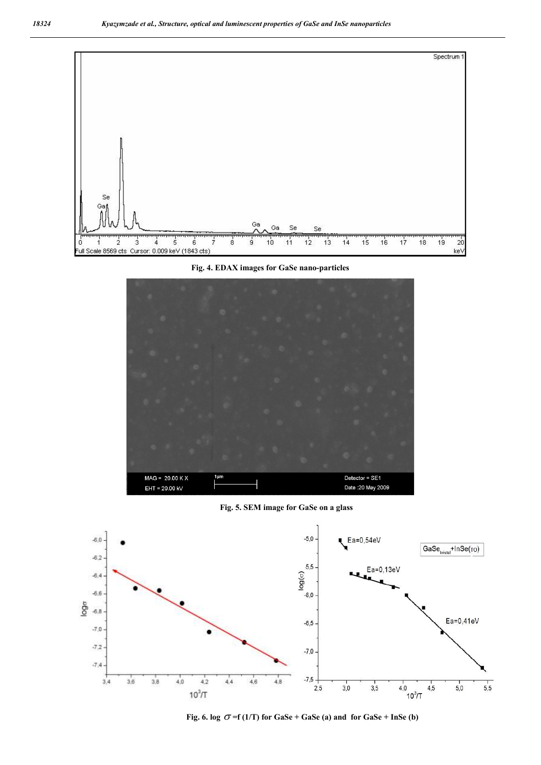Fig. 4. EDAX images for GaSe nano-particles

Fig. 5. SEM image for GaSe on a glass

Fig. 6. log $\sigma$ =f (1/T) for GaSe + GaSe (a) and for GaSe + InSe (b)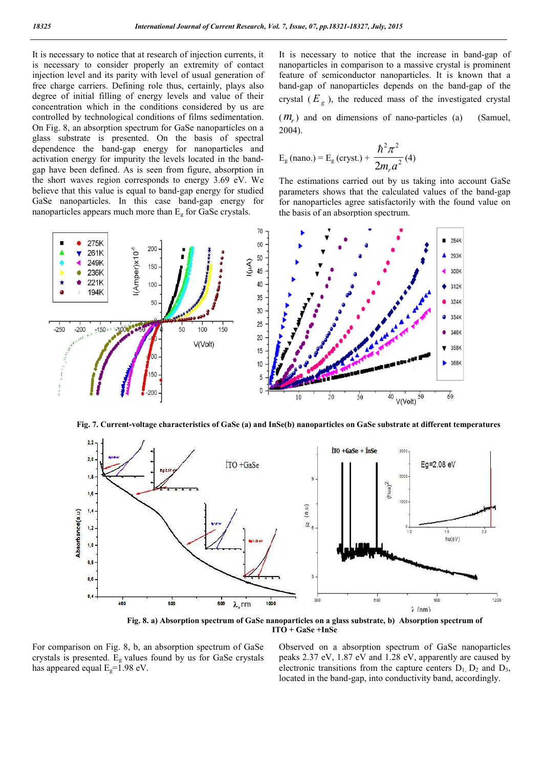It is necessary to notice that at research of injection currents, it is necessary to consider properly an extremity of contact injection level and its parity with level of usual generation of free charge carriers. Defining role thus, certainly, plays also degree of initial filling of energy levels and value of their concentration which in the conditions considered by us are controlled by technological conditions of films sedimentation. On Fig. 8, an absorption spectrum for GaSe nanoparticles on a glass substrate is presented. On the basis of spectral dependence the band-gap energy for nanoparticles and activation energy for impurity the levels located in the band-gap have been defined. As is seen from figure, absorption in the short waves region corresponds to energy 3.69 eV. We believe that this value is equal to band-gap energy for studied GaSe nanoparticles. In this case band-gap energy for nanoparticles appears much more than $E_g$ for GaSe crystals.

It is necessary to notice that the increase in band-gap of nanoparticles in comparison to a massive crystal is prominent feature of semiconductor nanoparticles. It is known that a band-gap of nanoparticles depends on the band-gap of the crystal ($E_g$), the reduced mass of the investigated crystal ($m_r$) and on dimensions of nano-particles (a) (Samuel, 2004).

$$E_g\,(\text{nano.}) = E_g\,(\text{cryst.}) + \frac{\hbar^2 \pi^2}{2 m_r a^2} \quad (4)$$

The estimations carried out by us taking into account GaSe parameters shows that the calculated values of the band-gap for nanoparticles agree satisfactorily with the found value on the basis of an absorption spectrum.

**Fig. 7. Current-voltage characteristics of GaSe (a) and InSe(b) nanoparticles on GaSe substrate at different temperatures**

**Fig. 8. a) Absorption spectrum of GaSe nanoparticles on a glass substrate, b) Absorption spectrum of ITO + GaSe +InSe**

For comparison on Fig. 8, b, an absorption spectrum of GaSe crystals is presented. $E_g$ values found by us for GaSe crystals has appeared equal $E_g$=1.98 eV.

Observed on a absorption spectrum of GaSe nanoparticles peaks 2.37 eV, 1.87 eV and 1.28 eV, apparently are caused by electronic transitions from the capture centers $D_1$, $D_2$ and $D_3$, located in the band-gap, into conductivity band, accordingly.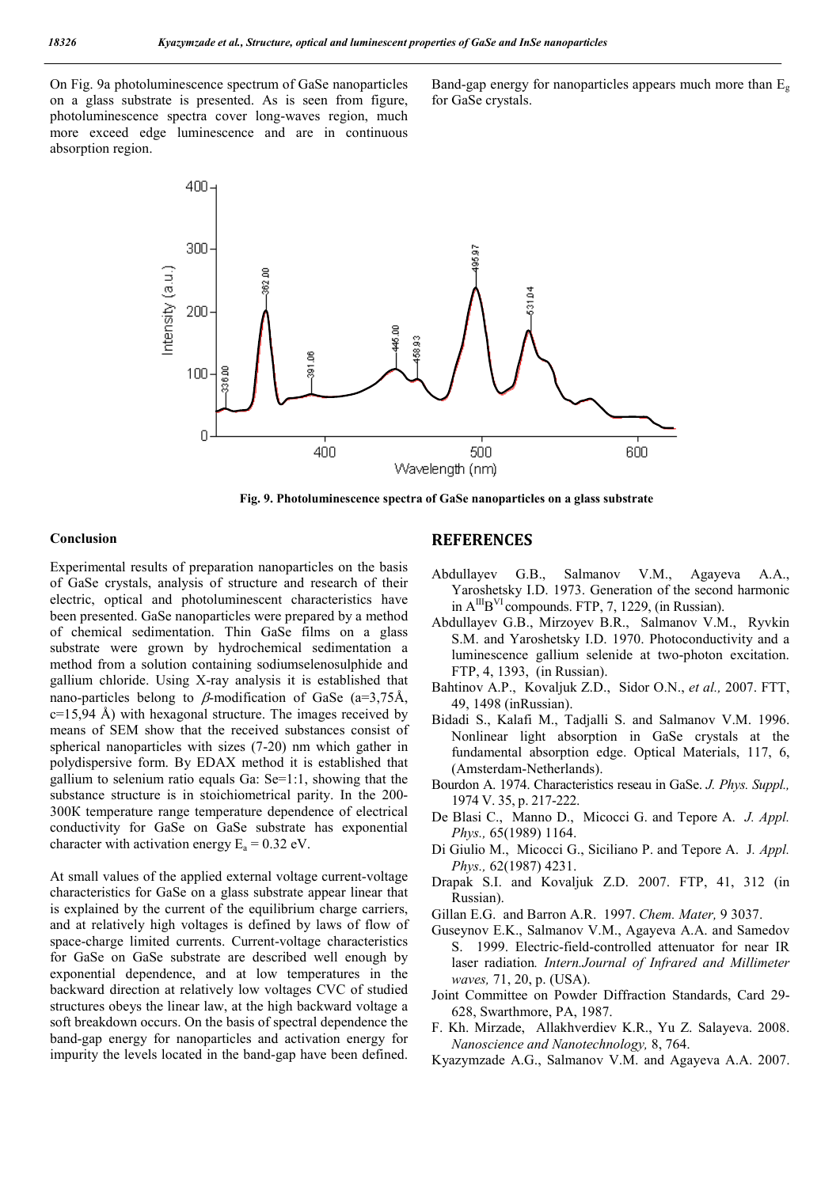On Fig. 9a photoluminescence spectrum of GaSe nanoparticles on a glass substrate is presented. As is seen from figure, photoluminescence spectra cover long-waves region, much more exceed edge luminescence and are in continuous absorption region.

Band-gap energy for nanoparticles appears much more than $E_g$ for GaSe crystals.

**Fig. 9. Photoluminescence spectra of GaSe nanoparticles on a glass substrate**

### Conclusion

Experimental results of preparation nanoparticles on the basis of GaSe crystals, analysis of structure and research of their electric, optical and photoluminescent characteristics have been presented. GaSe nanoparticles were prepared by a method of chemical sedimentation. Thin GaSe films on a glass substrate were grown by hydrochemical sedimentation a method from a solution containing sodiumselenosulphide and gallium chloride. Using X-ray analysis it is established that nano-particles belong to $\beta$-modification of GaSe (a=3,75Å, c=15,94 Å) with hexagonal structure. The images received by means of SEM show that the received substances consist of spherical nanoparticles with sizes (7-20) nm which gather in polydispersive form. By EDAX method it is established that gallium to selenium ratio equals Ga: Se=1:1, showing that the substance structure is in stoichiometrical parity. In the 200-300K temperature range temperature dependence of electrical conductivity for GaSe on GaSe substrate has exponential character with activation energy $E_a = 0.32$ eV.

At small values of the applied external voltage current-voltage characteristics for GaSe on a glass substrate appear linear that is explained by the current of the equilibrium charge carriers, and at relatively high voltages is defined by laws of flow of space-charge limited currents. Current-voltage characteristics for GaSe on GaSe substrate are described well enough by exponential dependence, and at low temperatures in the backward direction at relatively low voltages CVC of studied structures obeys the linear law, at the high backward voltage a soft breakdown occurs. On the basis of spectral dependence the band-gap energy for nanoparticles and activation energy for impurity the levels located in the band-gap have been defined.

## REFERENCES

Abdullayev G.B., Salmanov V.M., Agayeva A.A., Yaroshetsky I.D. 1973. Generation of the second harmonic in $A^{III}B^{VI}$ compounds. FTP, 7, 1229, (in Russian).

Abdullayev G.B., Mirzoyev B.R., Salmanov V.M., Ryvkin S.M. and Yaroshetsky I.D. 1970. Photoconductivity and a luminescence gallium selenide at two-photon excitation. FTP, 4, 1393, (in Russian).

Bahtinov A.P., Kovaljuk Z.D., Sidor O.N., *et al.,* 2007. FTT, 49, 1498 (inRussian).

Bidadi S., Kalafi M., Tadjalli S. and Salmanov V.M. 1996. Nonlinear light absorption in GaSe crystals at the fundamental absorption edge. Optical Materials, 117, 6, (Amsterdam-Netherlands).

Bourdon A. 1974. Characteristics reseau in GaSe. *J. Phys. Suppl.,* 1974 V. 35, p. 217-222.

De Blasi C., Manno D., Micocci G. and Tepore A. *J. Appl. Phys.,* 65(1989) 1164.

Di Giulio M., Micocci G., Siciliano P. and Tepore A. J. *Appl. Phys.,* 62(1987) 4231.

Drapak S.I. and Kovaljuk Z.D. 2007. FTP, 41, 312 (in Russian).

Gillan E.G. and Barron A.R. 1997. *Chem. Mater,* 9 3037.

Guseynov E.K., Salmanov V.M., Agayeva A.A. and Samedov S. 1999. Electric-field-controlled attenuator for near IR laser radiation*. Intern.Journal of Infrared and Millimeter waves,* 71, 20, p. (USA).

Joint Committee on Powder Diffraction Standards, Card 29-628, Swarthmore, PA, 1987.

F. Kh. Mirzade, Allakhverdiev K.R., Yu Z. Salayeva. 2008. *Nanoscience and Nanotechnology,* 8, 764.

Kyazymzade A.G., Salmanov V.M. and Agayeva A.A. 2007.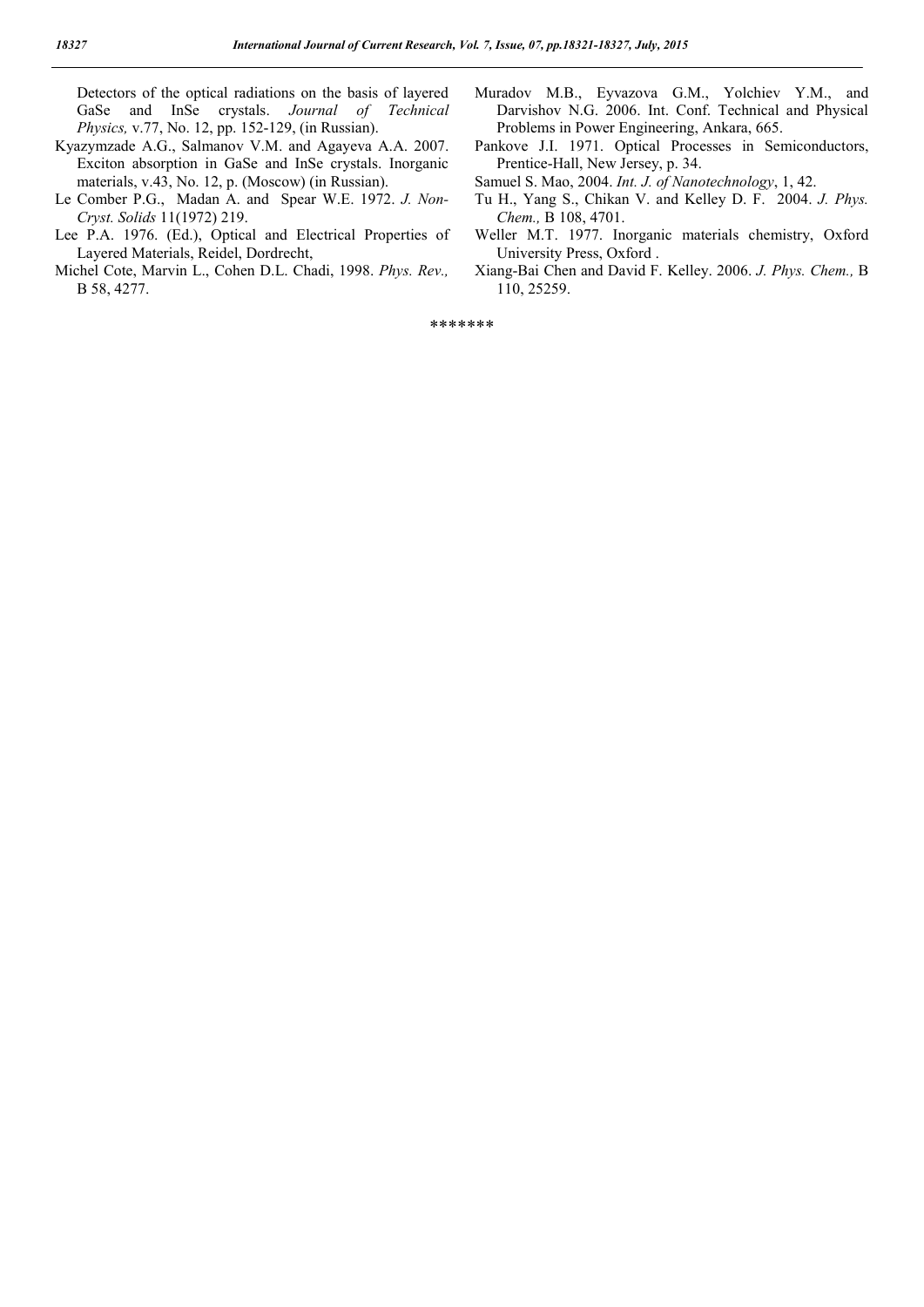Detectors of the optical radiations on the basis of layered GaSe and InSe crystals. *Journal of Technical Physics,* v.77, No. 12, pp. 152-129, (in Russian).

Kyazymzade A.G., Salmanov V.M. and Agayeva A.A. 2007. Exciton absorption in GaSe and InSe crystals. Inorganic materials, v.43, No. 12, p. (Moscow) (in Russian).

Le Comber P.G., Madan A. and Spear W.E. 1972. *J. Non-Cryst. Solids* 11(1972) 219.

Lee P.A. 1976. (Ed.), Optical and Electrical Properties of Layered Materials, Reidel, Dordrecht,

Michel Cote, Marvin L., Cohen D.L. Chadi, 1998. *Phys. Rev.,* B 58, 4277.

Muradov M.B., Eyvazova G.M., Yolchiev Y.M., and Darvishov N.G. 2006. Int. Conf. Technical and Physical Problems in Power Engineering, Ankara, 665.

Pankove J.I. 1971. Optical Processes in Semiconductors, Prentice-Hall, New Jersey, p. 34.

Samuel S. Mao, 2004. *Int. J. of Nanotechnology*, 1, 42.

Tu H., Yang S., Chikan V. and Kelley D. F. 2004. *J. Phys. Chem.,* B 108, 4701.

Weller M.T. 1977. Inorganic materials chemistry, Oxford University Press, Oxford .

Xiang-Bai Chen and David F. Kelley. 2006. *J. Phys. Chem.,* B 110, 25259.

\*\*\*\*\*\*\*